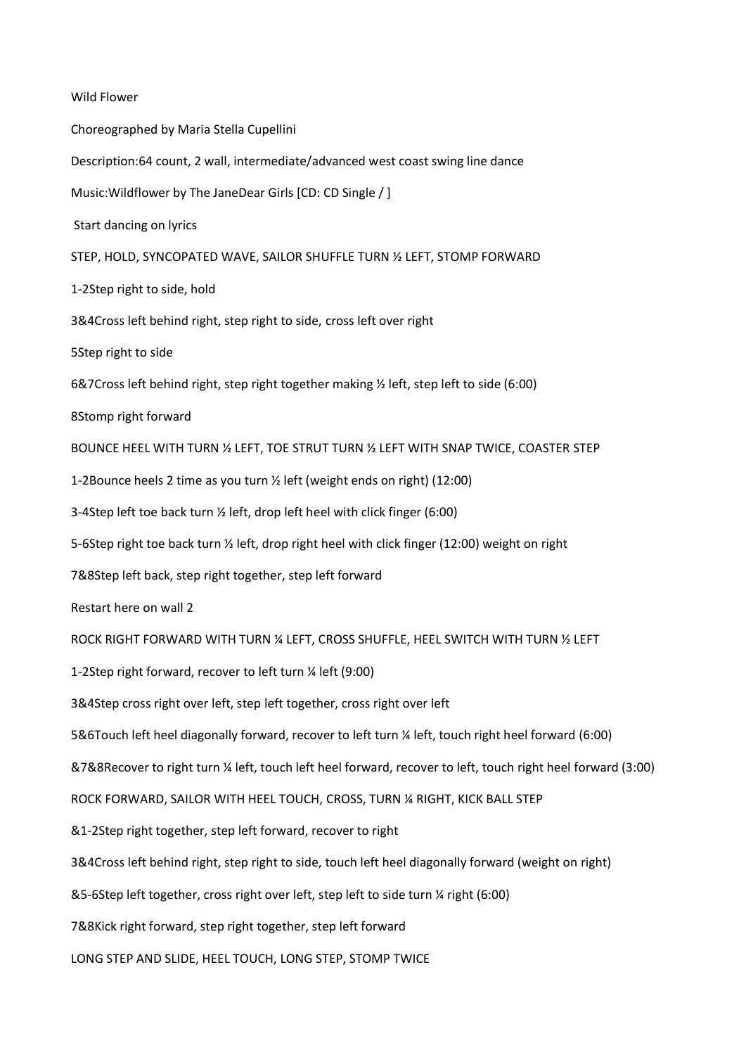Wild Flower

Choreographed by Maria Stella Cupellini

Description:64 count, 2 wall, intermediate/advanced west coast swing line dance

Music:Wildflower by The JaneDear Girls [CD: CD Single / ]

Start dancing on lyrics

STEP, HOLD, SYNCOPATED WAVE, SAILOR SHUFFLE TURN ½ LEFT, STOMP FORWARD

1-2Step right to side, hold

3&4Cross left behind right, step right to side, cross left over right

5Step right to side

6&7Cross left behind right, step right together making ½ left, step left to side (6:00)

8Stomp right forward

BOUNCE HEEL WITH TURN ½ LEFT, TOE STRUT TURN ½ LEFT WITH SNAP TWICE, COASTER STEP

1-2Bounce heels 2 time as you turn ½ left (weight ends on right) (12:00)

3-4Step left toe back turn ½ left, drop left heel with click finger (6:00)

5-6Step right toe back turn ½ left, drop right heel with click finger (12:00) weight on right

7&8Step left back, step right together, step left forward

Restart here on wall 2

ROCK RIGHT FORWARD WITH TURN ¼ LEFT, CROSS SHUFFLE, HEEL SWITCH WITH TURN ½ LEFT

1-2Step right forward, recover to left turn ¼ left (9:00)

3&4Step cross right over left, step left together, cross right over left

5&6Touch left heel diagonally forward, recover to left turn ¼ left, touch right heel forward (6:00)

&7&8Recover to right turn ¼ left, touch left heel forward, recover to left, touch right heel forward (3:00)

ROCK FORWARD, SAILOR WITH HEEL TOUCH, CROSS, TURN ¼ RIGHT, KICK BALL STEP

&1-2Step right together, step left forward, recover to right

3&4Cross left behind right, step right to side, touch left heel diagonally forward (weight on right)

&5-6Step left together, cross right over left, step left to side turn ¼ right (6:00)

7&8Kick right forward, step right together, step left forward

LONG STEP AND SLIDE, HEEL TOUCH, LONG STEP, STOMP TWICE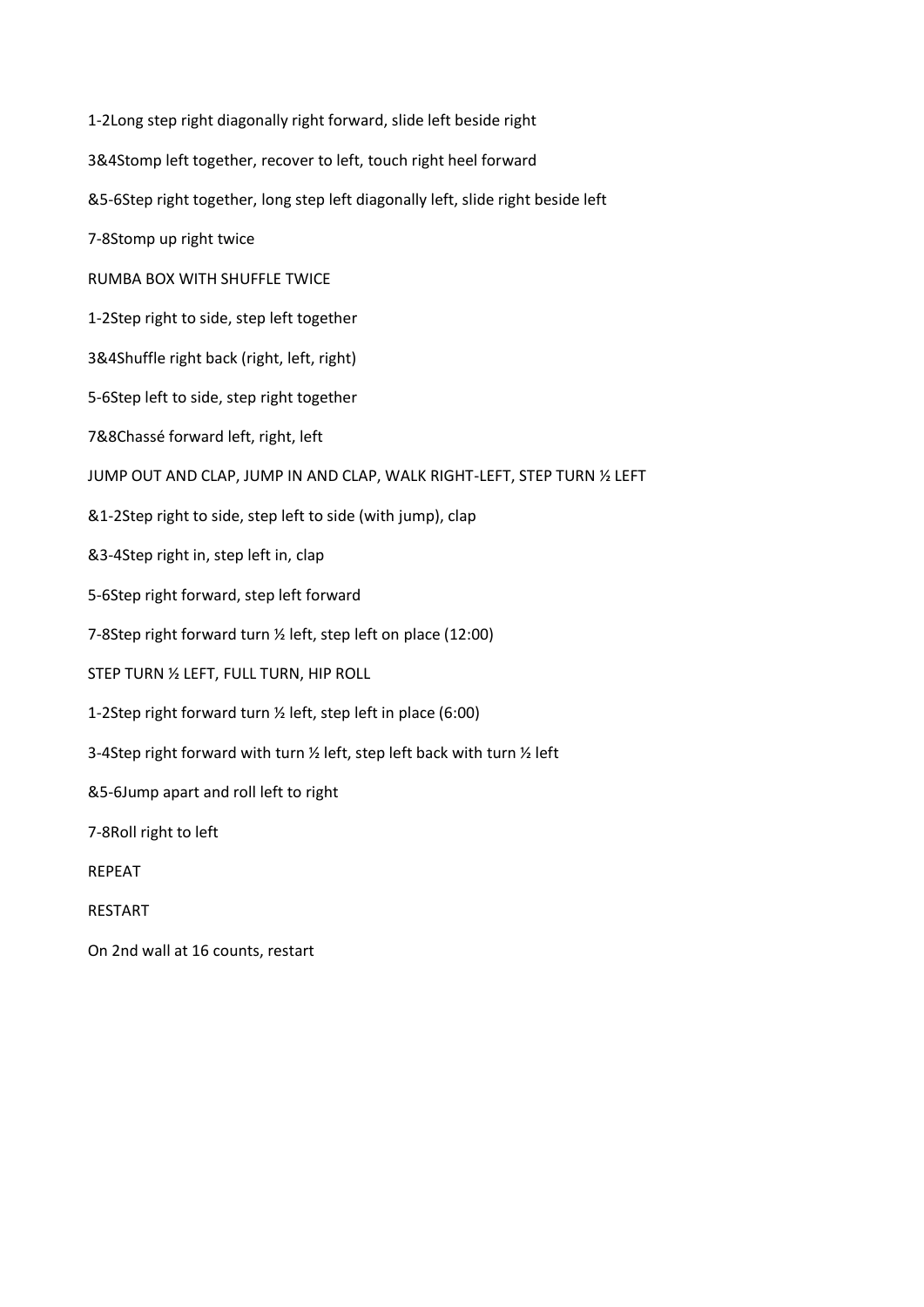1-2Long step right diagonally right forward, slide left beside right

3&4Stomp left together, recover to left, touch right heel forward

&5-6Step right together, long step left diagonally left, slide right beside left

7-8Stomp up right twice

RUMBA BOX WITH SHUFFLE TWICE

1-2Step right to side, step left together

3&4Shuffle right back (right, left, right)

5-6Step left to side, step right together

7&8Chassé forward left, right, left

JUMP OUT AND CLAP, JUMP IN AND CLAP, WALK RIGHT-LEFT, STEP TURN ½ LEFT

&1-2Step right to side, step left to side (with jump), clap

&3-4Step right in, step left in, clap

5-6Step right forward, step left forward

7-8Step right forward turn ½ left, step left on place (12:00)

STEP TURN ½ LEFT, FULL TURN, HIP ROLL

1-2Step right forward turn ½ left, step left in place (6:00)

3-4Step right forward with turn ½ left, step left back with turn ½ left

&5-6Jump apart and roll left to right

7-8Roll right to left

REPEAT

RESTART

On 2nd wall at 16 counts, restart